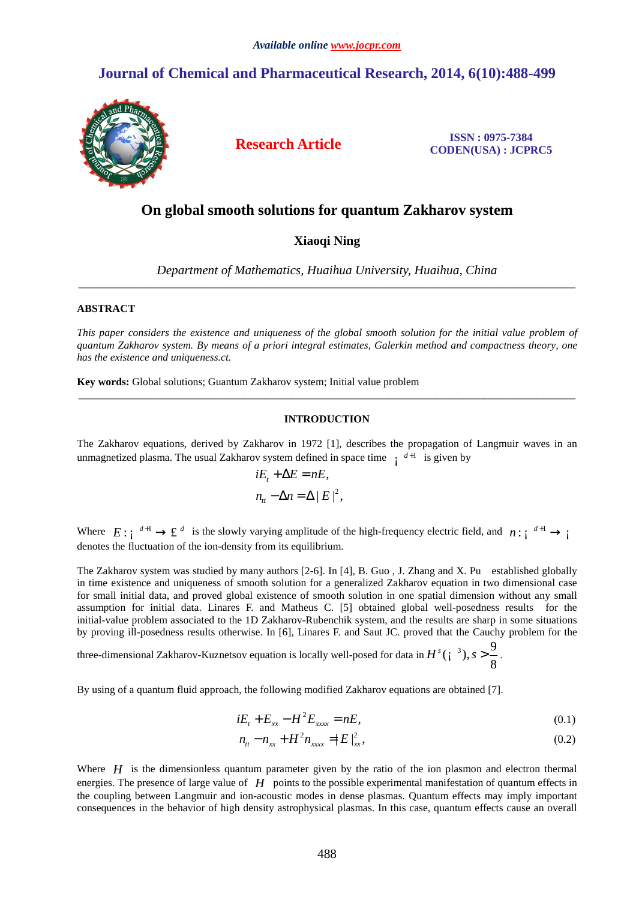*Available online www.jocpr.com*

## Journal of Chemical and Pharmaceutical Research, 2014, 6(10):488-499

**Research Article**

**ISSN : 0975-7384**
**CODEN(USA) : JCPRC5**

# On global smooth solutions for quantum Zakharov system

**Xiaoqi Ning**

*Department of Mathematics, Huaihua University, Huaihua, China*

---

### ABSTRACT

*This paper considers the existence and uniqueness of the global smooth solution for the initial value problem of quantum Zakharov system. By means of a priori integral estimates, Galerkin method and compactness theory, one has the existence and uniqueness.ct.*

**Key words:** Global solutions; Guantum Zakharov system; Initial value problem

---

### INTRODUCTION

The Zakharov equations, derived by Zakharov in 1972 [1], describes the propagation of Langmuir waves in an unmagnetized plasma. The usual Zakharov system defined in space time $\mathbb{R}^{d+1}$ is given by

$$iE_t + \Delta E = nE,$$
$$n_{tt} - \Delta n = \Delta |E|^2,$$

Where $E : \mathbb{R}^{d+1} \to \mathbb{C}^d$ is the slowly varying amplitude of the high-frequency electric field, and $n : \mathbb{R}^{d+1} \to \mathbb{R}$ denotes the fluctuation of the ion-density from its equilibrium.

The Zakharov system was studied by many authors [2-6]. In [4], B. Guo , J. Zhang and X. Pu established globally in time existence and uniqueness of smooth solution for a generalized Zakharov equation in two dimensional case for small initial data, and proved global existence of smooth solution in one spatial dimension without any small assumption for initial data. Linares F. and Matheus C. [5] obtained global well-posedness results for the initial-value problem associated to the 1D Zakharov-Rubenchik system, and the results are sharp in some situations by proving ill-posedness results otherwise. In [6], Linares F. and Saut JC. proved that the Cauchy problem for the three-dimensional Zakharov-Kuznetsov equation is locally well-posed for data in $H^s(\mathbb{R}^3), s > \frac{9}{8}$.

By using of a quantum fluid approach, the following modified Zakharov equations are obtained [7].

$$iE_t + E_{xx} - H^2 E_{xxxx} = nE, \tag{0.1}$$
$$n_{tt} - n_{xx} + H^2 n_{xxxx} = |E|^2_{xx}, \tag{0.2}$$

Where $H$ is the dimensionless quantum parameter given by the ratio of the ion plasmon and electron thermal energies. The presence of large value of $H$ points to the possible experimental manifestation of quantum effects in the coupling between Langmuir and ion-acoustic modes in dense plasmas. Quantum effects may imply important consequences in the behavior of high density astrophysical plasmas. In this case, quantum effects cause an overall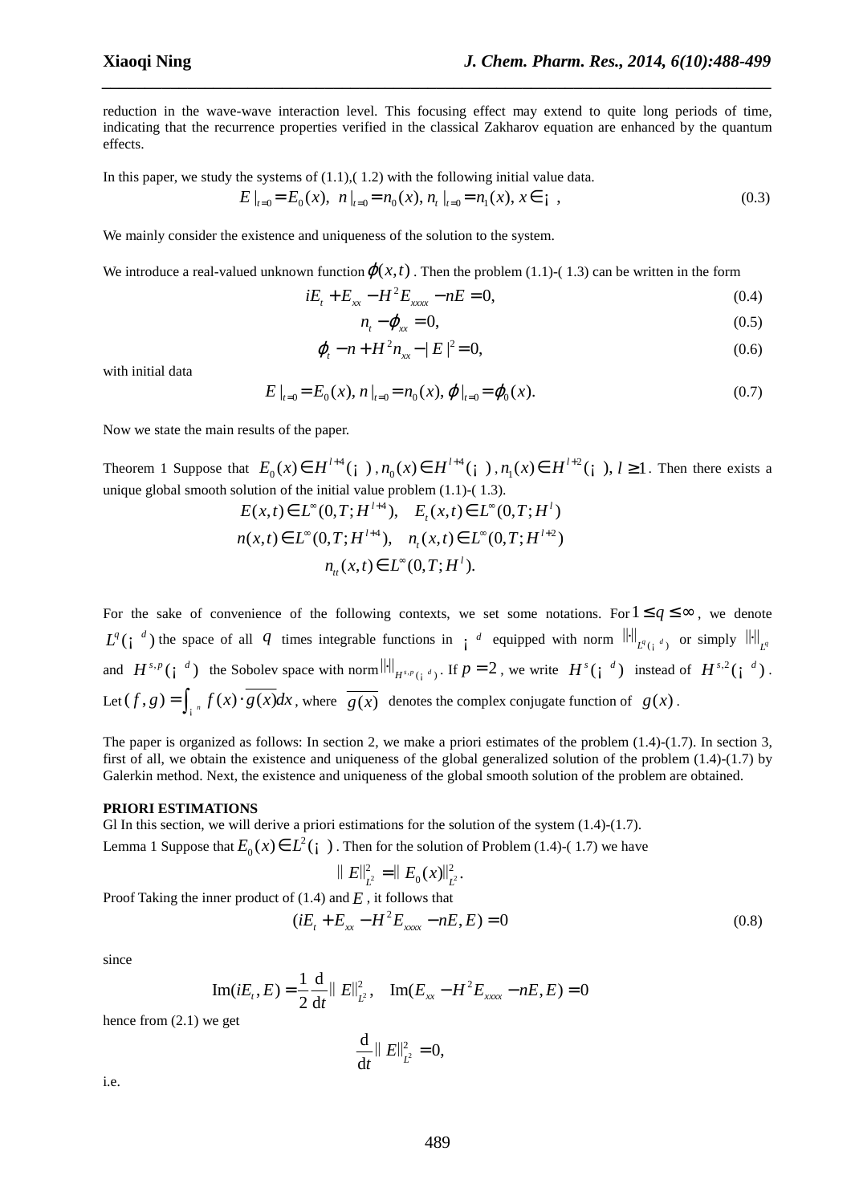reduction in the wave-wave interaction level. This focusing effect may extend to quite long periods of time, indicating that the recurrence properties verified in the classical Zakharov equation are enhanced by the quantum effects.

In this paper, we study the systems of (1.1),( 1.2) with the following initial value data.

$$E|_{t=0} = E_0(x),\ n|_{t=0} = n_0(x), n_t|_{t=0} = n_1(x), x \in \mathbb{R}, \tag{0.3}$$

We mainly consider the existence and uniqueness of the solution to the system.

We introduce a real-valued unknown function $\varphi(x,t)$. Then the problem (1.1)-( 1.3) can be written in the form

$$iE_t + E_{xx} - H^2 E_{xxxx} - nE = 0, \tag{0.4}$$

$$n_t - \varphi_{xx} = 0, \tag{0.5}$$

$$\varphi_t - n + H^2 n_{xx} - |E|^2 = 0, \tag{0.6}$$

with initial data

$$E|_{t=0} = E_0(x), n|_{t=0} = n_0(x), \varphi|_{t=0} = \varphi_0(x). \tag{0.7}$$

Now we state the main results of the paper.

Theorem 1 Suppose that $E_0(x) \in H^{l+4}(\mathbb{R})$, $n_0(x) \in H^{l+4}(\mathbb{R})$, $n_1(x) \in H^{l+2}(\mathbb{R})$, $l \geq 1$. Then there exists a unique global smooth solution of the initial value problem (1.1)-( 1.3).

$$E(x,t) \in L^\infty(0,T; H^{l+4}), \quad E_t(x,t) \in L^\infty(0,T; H^l)$$
$$n(x,t) \in L^\infty(0,T; H^{l+4}), \quad n_t(x,t) \in L^\infty(0,T; H^{l+2})$$
$$n_{tt}(x,t) \in L^\infty(0,T; H^l).$$

For the sake of convenience of the following contexts, we set some notations. For $1 \leq q \leq \infty$, we denote $L^q(\mathbb{R}^d)$ the space of all $q$ times integrable functions in $\mathbb{R}^d$ equipped with norm $\|\cdot\|_{L^q(\mathbb{R}^d)}$ or simply $\|\cdot\|_{L^q}$ and $H^{s,p}(\mathbb{R}^d)$ the Sobolev space with norm $\|\cdot\|_{H^{s,p}(\mathbb{R}^d)}$. If $p = 2$, we write $H^s(\mathbb{R}^d)$ instead of $H^{s,2}(\mathbb{R}^d)$. Let $(f,g) = \int_{\mathbb{R}^n} f(x) \cdot \overline{g(x)} dx$, where $\overline{g(x)}$ denotes the complex conjugate function of $g(x)$.

The paper is organized as follows: In section 2, we make a priori estimates of the problem (1.4)-(1.7). In section 3, first of all, we obtain the existence and uniqueness of the global generalized solution of the problem (1.4)-(1.7) by Galerkin method. Next, the existence and uniqueness of the global smooth solution of the problem are obtained.

**PRIORI ESTIMATIONS**

Gl In this section, we will derive a priori estimations for the solution of the system (1.4)-(1.7).

Lemma 1 Suppose that $E_0(x) \in L^2(\mathbb{R})$. Then for the solution of Problem (1.4)-( 1.7) we have

$$\|E\|_{L^2}^2 = \|E_0(x)\|_{L^2}^2.$$

Proof Taking the inner product of (1.4) and $E$, it follows that

$$(iE_t + E_{xx} - H^2 E_{xxxx} - nE, E) = 0 \tag{0.8}$$

since

$$\mathrm{Im}(iE_t, E) = \frac{1}{2}\frac{\mathrm{d}}{\mathrm{d}t}\|E\|_{L^2}^2, \quad \mathrm{Im}(E_{xx} - H^2 E_{xxxx} - nE, E) = 0$$

hence from (2.1) we get

$$\frac{\mathrm{d}}{\mathrm{d}t}\|E\|_{L^2}^2 = 0,$$

i.e.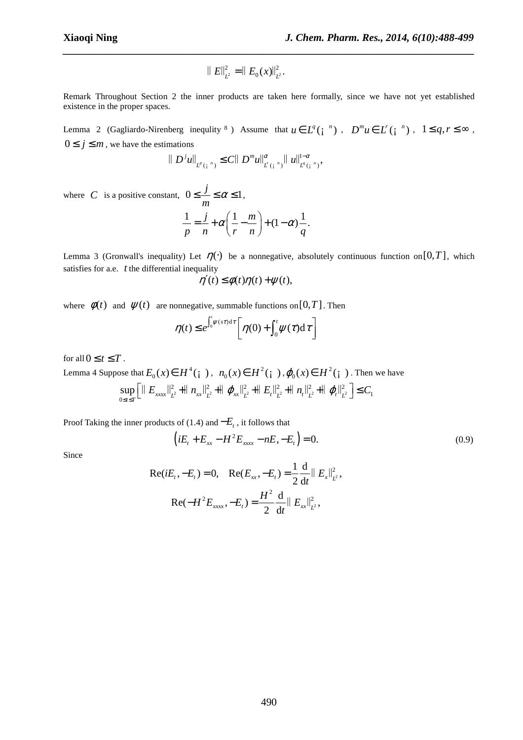$$\| E\|_{L^2}^2 = \| E_0(x)\|_{L^2}^2.$$

Remark Throughout Section 2 the inner products are taken here formally, since we have not yet established existence in the proper spaces.

Lemma 2 (Gagliardo-Nirenberg inequlity [8]) Assume that $u \in L^q(\mathbb{R}^n)$, $D^m u \in L^r(\mathbb{R}^n)$, $1 \le q, r \le \infty$, $0 \le j \le m$, we have the estimations

$$\| D^j u\|_{L^p(\mathbb{R}^n)} \le C \| D^m u\|_{L^r(\mathbb{R}^n)}^{\alpha} \| u\|_{L^q(\mathbb{R}^n)}^{1-\alpha},$$

where $C$ is a positive constant, $0 \le \frac{j}{m} \le \alpha \le 1$,

$$\frac{1}{p} = \frac{j}{n} + \alpha\left(\frac{1}{r} - \frac{m}{n}\right) + (1-\alpha)\frac{1}{q}.$$

Lemma 3 (Gronwall's inequality) Let $\eta(\cdot)$ be a nonnegative, absolutely continuous function on $[0,T]$, which satisfies for a.e. $t$ the differential inequality

$$\eta'(t) \le \phi(t)\eta(t) + \psi(t),$$

where $\phi(t)$ and $\psi(t)$ are nonnegative, summable functions on $[0,T]$. Then

$$\eta(t) \le e^{\int_0^t \psi(s\tau)\mathrm{d}\tau}\left[\eta(0) + \int_0^t \psi(\tau)\mathrm{d}\tau\right]$$

for all $0 \le t \le T$.

Lemma 4 Suppose that $E_0(x) \in H^4(\mathbb{R})$, $n_0(x) \in H^2(\mathbb{R})$, $\varphi_0(x) \in H^2(\mathbb{R})$. Then we have

$$\sup_{0\le t\le T}\left[\| E_{xxxx}\|_{L^2}^2 + \| n_{xx}\|_{L^2}^2 + \| \varphi_{xx}\|_{L^2}^2 + \| E_t\|_{L^2}^2 + \| n_t\|_{L^2}^2 + \| \varphi_t\|_{L^2}^2\right] \le C_1$$

Proof Taking the inner products of (1.4) and $-E_t$, it follows that

$$\left(iE_t + E_{xx} - H^2 E_{xxxx} - nE, -E_t\right) = 0. \tag{0.9}$$

Since

$$\mathrm{Re}(iE_t, -E_t) = 0, \quad \mathrm{Re}(E_{xx}, -E_t) = \frac{1}{2}\frac{\mathrm{d}}{\mathrm{d}t}\| E_x\|_{L^2}^2,$$

$$\mathrm{Re}(-H^2 E_{xxxx}, -E_t) = \frac{H^2}{2}\frac{\mathrm{d}}{\mathrm{d}t}\| E_{xx}\|_{L^2}^2,$$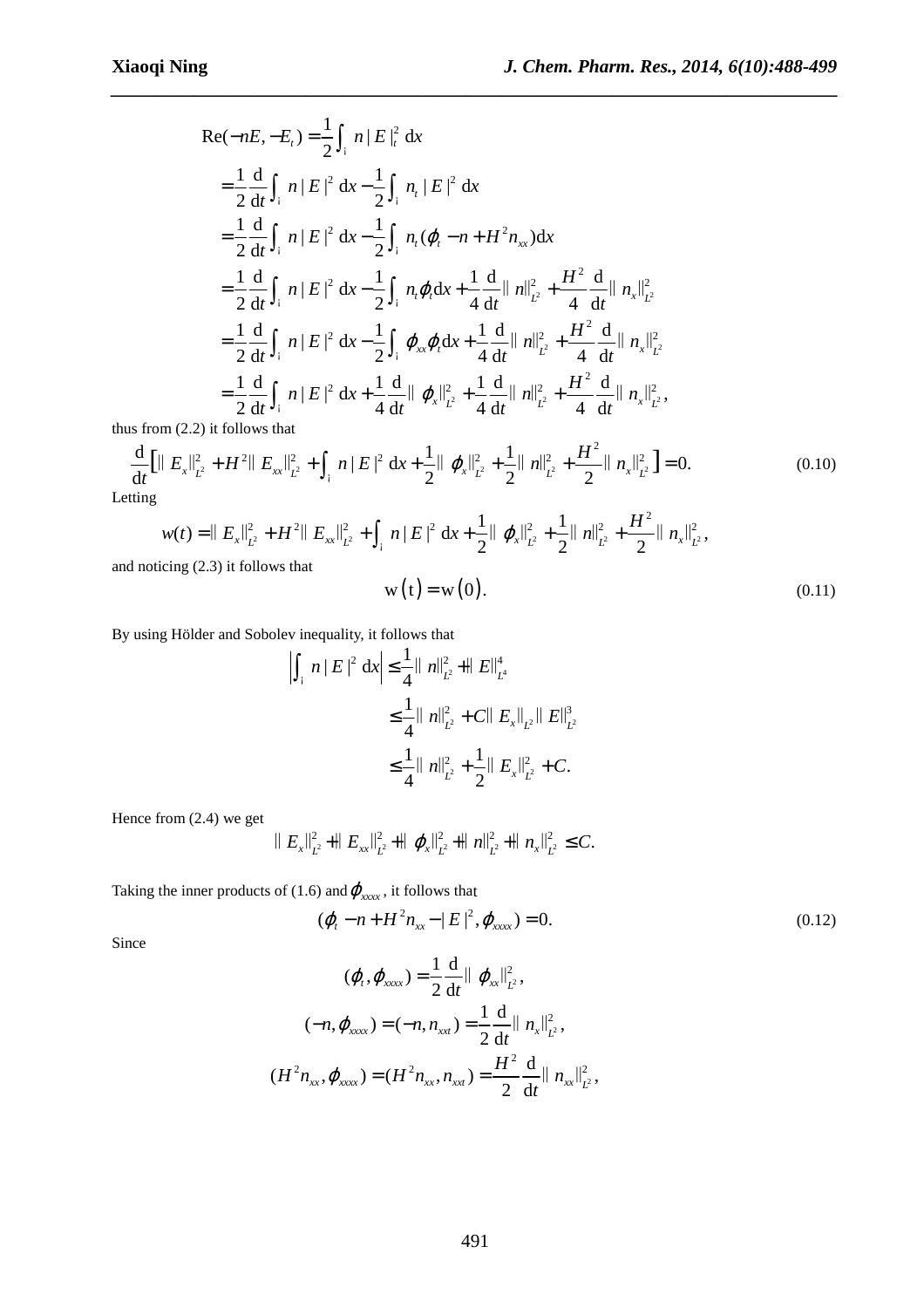$$
\begin{aligned}
\mathrm{Re}(-nE,-E_t) &= \frac{1}{2}\int_{\mathbb{R}} n|E|_t^2\,\mathrm{d}x \\
&= \frac{1}{2}\frac{\mathrm{d}}{\mathrm{d}t}\int_{\mathbb{R}} n|E|^2\,\mathrm{d}x - \frac{1}{2}\int_{\mathbb{R}} n_t|E|^2\,\mathrm{d}x \\
&= \frac{1}{2}\frac{\mathrm{d}}{\mathrm{d}t}\int_{\mathbb{R}} n|E|^2\,\mathrm{d}x - \frac{1}{2}\int_{\mathbb{R}} n_t(\varphi_t - n + H^2 n_{xx})\mathrm{d}x \\
&= \frac{1}{2}\frac{\mathrm{d}}{\mathrm{d}t}\int_{\mathbb{R}} n|E|^2\,\mathrm{d}x - \frac{1}{2}\int_{\mathbb{R}} n_t\varphi_t\mathrm{d}x + \frac{1}{4}\frac{\mathrm{d}}{\mathrm{d}t}\|n\|_{L^2}^2 + \frac{H^2}{4}\frac{\mathrm{d}}{\mathrm{d}t}\|n_x\|_{L^2}^2 \\
&= \frac{1}{2}\frac{\mathrm{d}}{\mathrm{d}t}\int_{\mathbb{R}} n|E|^2\,\mathrm{d}x - \frac{1}{2}\int_{\mathbb{R}} \varphi_{xx}\varphi_t\mathrm{d}x + \frac{1}{4}\frac{\mathrm{d}}{\mathrm{d}t}\|n\|_{L^2}^2 + \frac{H^2}{4}\frac{\mathrm{d}}{\mathrm{d}t}\|n_x\|_{L^2}^2 \\
&= \frac{1}{2}\frac{\mathrm{d}}{\mathrm{d}t}\int_{\mathbb{R}} n|E|^2\,\mathrm{d}x + \frac{1}{4}\frac{\mathrm{d}}{\mathrm{d}t}\|\varphi_x\|_{L^2}^2 + \frac{1}{4}\frac{\mathrm{d}}{\mathrm{d}t}\|n\|_{L^2}^2 + \frac{H^2}{4}\frac{\mathrm{d}}{\mathrm{d}t}\|n_x\|_{L^2}^2,
\end{aligned}
$$

thus from (2.2) it follows that

$$
\frac{\mathrm{d}}{\mathrm{d}t}\Big[\|E_x\|_{L^2}^2 + H^2\|E_{xx}\|_{L^2}^2 + \int_{\mathbb{R}} n|E|^2\,\mathrm{d}x + \frac{1}{2}\|\varphi_x\|_{L^2}^2 + \frac{1}{2}\|n\|_{L^2}^2 + \frac{H^2}{2}\|n_x\|_{L^2}^2\Big] = 0. \tag{0.10}
$$

Letting

$$
w(t) = \|E_x\|_{L^2}^2 + H^2\|E_{xx}\|_{L^2}^2 + \int_{\mathbb{R}} n|E|^2\,\mathrm{d}x + \frac{1}{2}\|\varphi_x\|_{L^2}^2 + \frac{1}{2}\|n\|_{L^2}^2 + \frac{H^2}{2}\|n_x\|_{L^2}^2,
$$

and noticing (2.3) it follows that

$$
\mathrm{w}(\mathrm{t}) = \mathrm{w}(0). \tag{0.11}
$$

By using Hölder and Sobolev inequality, it follows that

$$
\begin{aligned}
\left|\int_{\mathbb{R}} n|E|^2\,\mathrm{d}x\right| &\le \frac{1}{4}\|n\|_{L^2}^2 + \|E\|_{L^4}^4 \\
&\le \frac{1}{4}\|n\|_{L^2}^2 + C\|E_x\|_{L^2}\|E\|_{L^2}^3 \\
&\le \frac{1}{4}\|n\|_{L^2}^2 + \frac{1}{2}\|E_x\|_{L^2}^2 + C.
\end{aligned}
$$

Hence from (2.4) we get

$$
\|E_x\|_{L^2}^2 + \|E_{xx}\|_{L^2}^2 + \|\varphi_x\|_{L^2}^2 + \|n\|_{L^2}^2 + \|n_x\|_{L^2}^2 \le C.
$$

Taking the inner products of (1.6) and $\varphi_{xxxx}$, it follows that

$$
(\varphi_t - n + H^2 n_{xx} - |E|^2, \varphi_{xxxx}) = 0. \tag{0.12}
$$

Since

$$
\begin{aligned}
(\varphi_t, \varphi_{xxxx}) &= \frac{1}{2}\frac{\mathrm{d}}{\mathrm{d}t}\|\varphi_{xx}\|_{L^2}^2, \\
(-n, \varphi_{xxxx}) = (-n, n_{xxt}) &= \frac{1}{2}\frac{\mathrm{d}}{\mathrm{d}t}\|n_x\|_{L^2}^2, \\
(H^2 n_{xx}, \varphi_{xxxx}) = (H^2 n_{xx}, n_{xxt}) &= \frac{H^2}{2}\frac{\mathrm{d}}{\mathrm{d}t}\|n_{xx}\|_{L^2}^2,
\end{aligned}
$$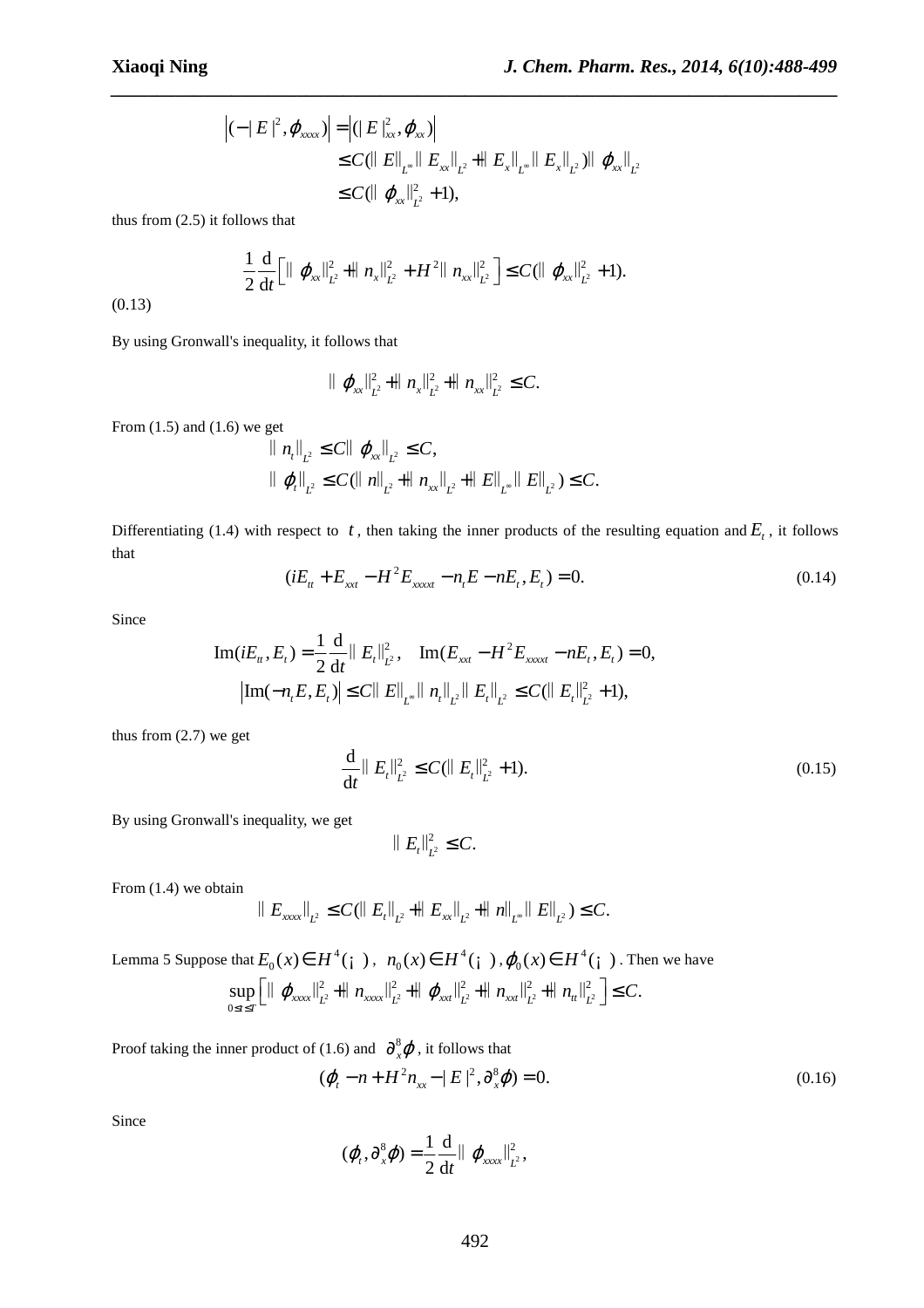$$\left|(-|E|^2, \varphi_{xxxx})\right| = \left|(|E|^2_{xx}, \varphi_{xx})\right|$$
$$\leq C(\|E\|_{L^\infty}\|E_{xx}\|_{L^2} + \|E_x\|_{L^\infty}\|E_x\|_{L^2})\|\varphi_{xx}\|_{L^2}$$
$$\leq C(\|\varphi_{xx}\|^2_{L^2} + 1),$$

thus from (2.5) it follows that

$$\frac{1}{2}\frac{\mathrm{d}}{\mathrm{d}t}\left[\|\varphi_{xx}\|^2_{L^2} + \|n_x\|^2_{L^2} + H^2\|n_{xx}\|^2_{L^2}\right] \leq C(\|\varphi_{xx}\|^2_{L^2} + 1).$$

(0.13)

By using Gronwall's inequality, it follows that

$$\|\varphi_{xx}\|^2_{L^2} + \|n_x\|^2_{L^2} + \|n_{xx}\|^2_{L^2} \leq C.$$

From (1.5) and (1.6) we get

$$\|n_t\|_{L^2} \leq C\|\varphi_{xx}\|_{L^2} \leq C,$$
$$\|\varphi_t\|_{L^2} \leq C(\|n\|_{L^2} + \|n_{xx}\|_{L^2} + \|E\|_{L^\infty}\|E\|_{L^2}) \leq C.$$

Differentiating (1.4) with respect to $t$, then taking the inner products of the resulting equation and $E_t$, it follows that

$$(iE_{tt} + E_{xxt} - H^2 E_{xxxxt} - n_t E - nE_t, E_t) = 0. \tag{0.14}$$

Since

$$\mathrm{Im}(iE_{tt}, E_t) = \frac{1}{2}\frac{\mathrm{d}}{\mathrm{d}t}\|E_t\|^2_{L^2}, \quad \mathrm{Im}(E_{xxt} - H^2 E_{xxxxt} - nE_t, E_t) = 0,$$
$$\left|\mathrm{Im}(-n_t E, E_t)\right| \leq C\|E\|_{L^\infty}\|n_t\|_{L^2}\|E_t\|_{L^2} \leq C(\|E_t\|^2_{L^2} + 1),$$

thus from (2.7) we get

$$\frac{\mathrm{d}}{\mathrm{d}t}\|E_t\|^2_{L^2} \leq C(\|E_t\|^2_{L^2} + 1). \tag{0.15}$$

By using Gronwall's inequality, we get

$$\|E_t\|^2_{L^2} \leq C.$$

From (1.4) we obtain

$$\|E_{xxxx}\|_{L^2} \leq C(\|E_t\|_{L^2} + \|E_{xx}\|_{L^2} + \|n\|_{L^\infty}\|E\|_{L^2}) \leq C.$$

Lemma 5 Suppose that $E_0(x) \in H^4(\mathbb{R})$, $n_0(x) \in H^4(\mathbb{R})$, $\varphi_0(x) \in H^4(\mathbb{R})$. Then we have

$$\sup_{0\leq t\leq T}\left[\|\varphi_{xxxx}\|^2_{L^2} + \|n_{xxxx}\|^2_{L^2} + \|\varphi_{xxt}\|^2_{L^2} + \|n_{xxt}\|^2_{L^2} + \|n_{tt}\|^2_{L^2}\right] \leq C.$$

Proof taking the inner product of (1.6) and $\partial_x^8\varphi$, it follows that

$$(\varphi_t - n + H^2 n_{xx} - |E|^2, \partial_x^8\varphi) = 0. \tag{0.16}$$

Since

$$(\varphi_t, \partial_x^8\varphi) = \frac{1}{2}\frac{\mathrm{d}}{\mathrm{d}t}\|\varphi_{xxxx}\|^2_{L^2},$$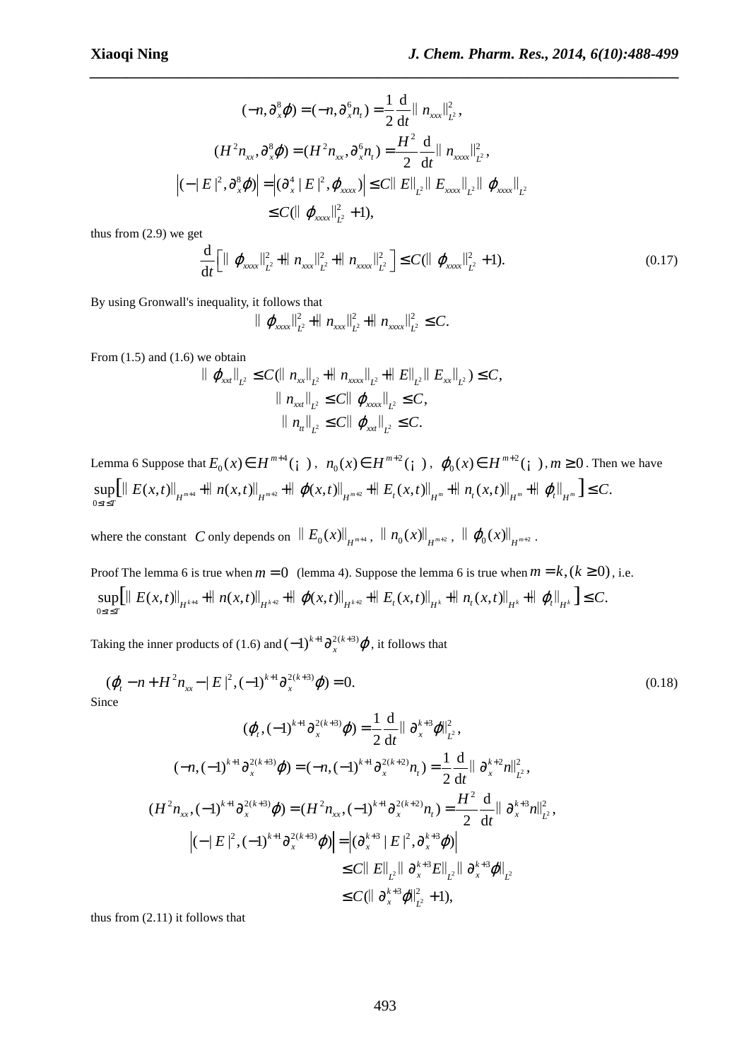$$(-n, \partial_x^8 \varphi) = (-n, \partial_x^6 n_t) = \frac{1}{2}\frac{\mathrm{d}}{\mathrm{d}t}\| n_{xxx} \|_{L^2}^2,$$

$$(H^2 n_{xx}, \partial_x^8 \varphi) = (H^2 n_{xx}, \partial_x^6 n_t) = \frac{H^2}{2}\frac{\mathrm{d}}{\mathrm{d}t}\| n_{xxxx} \|_{L^2}^2,$$

$$\left|(-|E|^2, \partial_x^8 \varphi)\right| = \left|(\partial_x^4 |E|^2, \varphi_{xxxx})\right| \le C\| E\|_{L^2}\| E_{xxxx}\|_{L^2}\| \varphi_{xxxx}\|_{L^2}$$
$$\le C(\| \varphi_{xxxx}\|_{L^2}^2 + 1),$$

thus from (2.9) we get

$$\frac{\mathrm{d}}{\mathrm{d}t}\left[\| \varphi_{xxxx}\|_{L^2}^2 + \| n_{xxx}\|_{L^2}^2 + \| n_{xxxx}\|_{L^2}^2\right] \le C(\| \varphi_{xxxx}\|_{L^2}^2 + 1). \tag{0.17}$$

By using Gronwall's inequality, it follows that

$$\| \varphi_{xxxx}\|_{L^2}^2 + \| n_{xxx}\|_{L^2}^2 + \| n_{xxxx}\|_{L^2}^2 \le C.$$

From (1.5) and (1.6) we obtain

$$\| \varphi_{xxt}\|_{L^2} \le C(\| n_{xx}\|_{L^2} + \| n_{xxxx}\|_{L^2} + \| E\|_{L^2}\| E_{xx}\|_{L^2}) \le C,$$
$$\| n_{xxt}\|_{L^2} \le C\| \varphi_{xxxx}\|_{L^2} \le C,$$
$$\| n_{tt}\|_{L^2} \le C\| \varphi_{xxt}\|_{L^2} \le C.$$

Lemma 6 Suppose that $E_0(x) \in H^{m+4}(\mathbb{R})$, $n_0(x) \in H^{m+2}(\mathbb{R})$, $\varphi_0(x) \in H^{m+2}(\mathbb{R})$, $m \ge 0$. Then we have

$$\sup_{0 \le t \le T}\left[\| E(x,t)\|_{H^{m+4}} + \| n(x,t)\|_{H^{m+2}} + \| \varphi(x,t)\|_{H^{m+2}} + \| E_t(x,t)\|_{H^m} + \| n_t(x,t)\|_{H^m} + \| \varphi_t\|_{H^m}\right] \le C.$$

where the constant $C$ only depends on $\| E_0(x)\|_{H^{m+4}}$, $\| n_0(x)\|_{H^{m+2}}$, $\| \varphi_0(x)\|_{H^{m+2}}$.

Proof The lemma 6 is true when $m = 0$ (lemma 4). Suppose the lemma 6 is true when $m = k, (k \ge 0)$, i.e.

$$\sup_{0 \le t \le T}\left[\| E(x,t)\|_{H^{k+4}} + \| n(x,t)\|_{H^{k+2}} + \| \varphi(x,t)\|_{H^{k+2}} + \| E_t(x,t)\|_{H^k} + \| n_t(x,t)\|_{H^k} + \| \varphi_t\|_{H^k}\right] \le C.$$

Taking the inner products of (1.6) and $(-1)^{k+1}\partial_x^{2(k+3)}\varphi$, it follows that

$$(\varphi_t - n + H^2 n_{xx} - |E|^2, (-1)^{k+1}\partial_x^{2(k+3)}\varphi) = 0. \tag{0.18}$$

Since

$$(\varphi_t, (-1)^{k+1}\partial_x^{2(k+3)}\varphi) = \frac{1}{2}\frac{\mathrm{d}}{\mathrm{d}t}\| \partial_x^{k+3}\varphi\|_{L^2}^2,$$

$$(-n, (-1)^{k+1}\partial_x^{2(k+3)}\varphi) = (-n, (-1)^{k+1}\partial_x^{2(k+2)}n_t) = \frac{1}{2}\frac{\mathrm{d}}{\mathrm{d}t}\| \partial_x^{k+2} n\|_{L^2}^2,$$

$$(H^2 n_{xx}, (-1)^{k+1}\partial_x^{2(k+3)}\varphi) = (H^2 n_{xx}, (-1)^{k+1}\partial_x^{2(k+2)}n_t) = \frac{H^2}{2}\frac{\mathrm{d}}{\mathrm{d}t}\| \partial_x^{k+3} n\|_{L^2}^2,$$

$$\left|(-|E|^2, (-1)^{k+1}\partial_x^{2(k+3)}\varphi)\right| = \left|(\partial_x^{k+3}|E|^2, \partial_x^{k+3}\varphi)\right|$$
$$\le C\| E\|_{L^2}\| \partial_x^{k+3}E\|_{L^2}\| \partial_x^{k+3}\varphi\|_{L^2}$$
$$\le C(\| \partial_x^{k+3}\varphi\|_{L^2}^2 + 1),$$

thus from (2.11) it follows that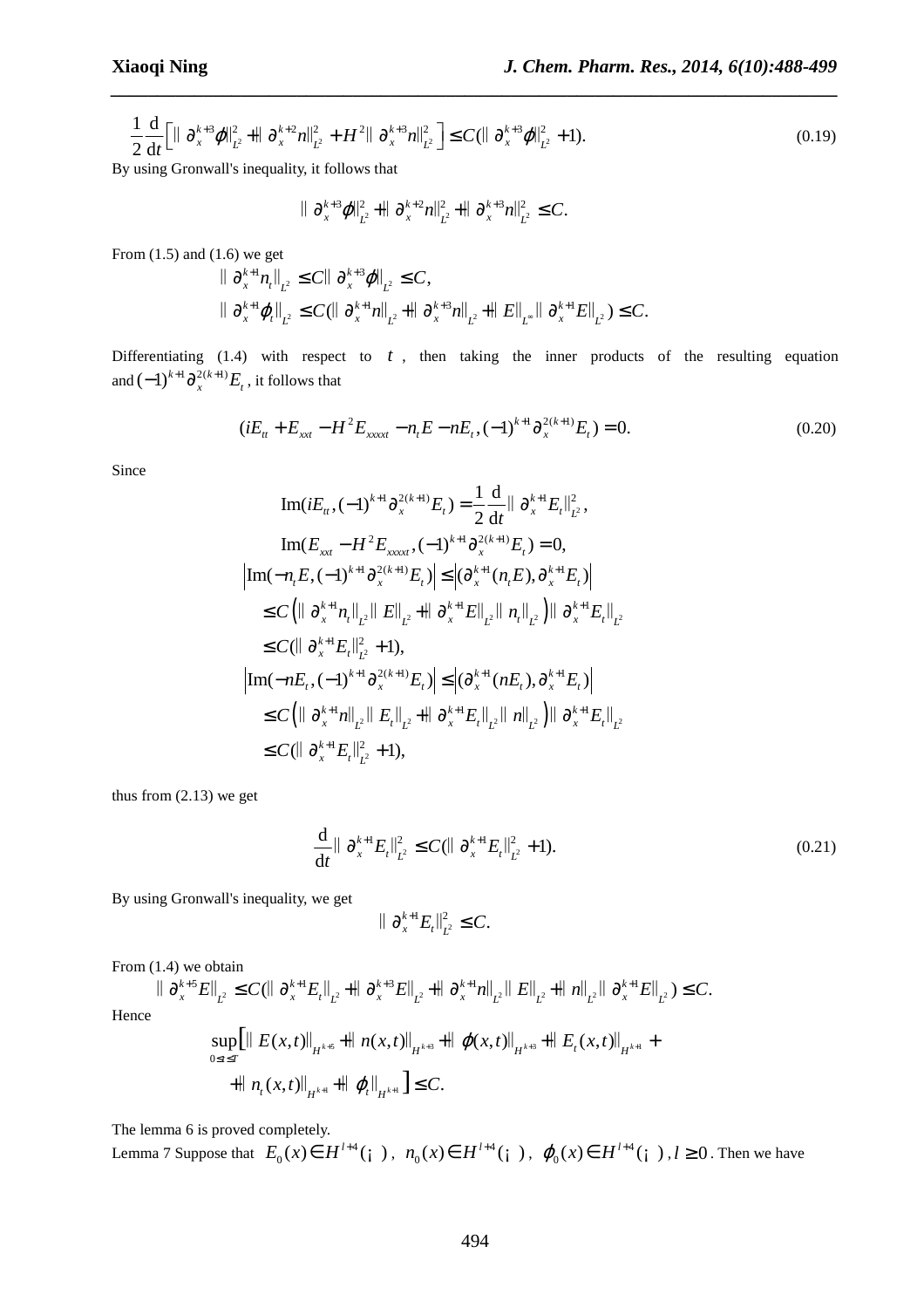$$\frac{1}{2}\frac{\mathrm{d}}{\mathrm{d}t}\Big[\|\partial_x^{k+3}\varphi\|_{L^2}^2+\|\partial_x^{k+2}n\|_{L^2}^2+H^2\|\partial_x^{k+3}n\|_{L^2}^2\Big]\le C(\|\partial_x^{k+3}\varphi\|_{L^2}^2+1). \tag{0.19}$$

By using Gronwall's inequality, it follows that

$$\|\partial_x^{k+3}\varphi\|_{L^2}^2+\|\partial_x^{k+2}n\|_{L^2}^2+\|\partial_x^{k+3}n\|_{L^2}^2\le C.$$

From (1.5) and (1.6) we get

$$\|\partial_x^{k+1}n_t\|_{L^2}\le C\|\partial_x^{k+3}\varphi\|_{L^2}\le C,$$
$$\|\partial_x^{k+1}\varphi_t\|_{L^2}\le C(\|\partial_x^{k+1}n\|_{L^2}+\|\partial_x^{k+3}n\|_{L^2}+\|E\|_{L^\infty}\|\partial_x^{k+1}E\|_{L^2})\le C.$$

Differentiating (1.4) with respect to $t$, then taking the inner products of the resulting equation and $(-1)^{k+1}\partial_x^{2(k+1)}E_t$, it follows that

$$(iE_{tt}+E_{xxt}-H^2E_{xxxxt}-n_tE-nE_t,(-1)^{k+1}\partial_x^{2(k+1)}E_t)=0. \tag{0.20}$$

Since

$$\begin{aligned}
&\mathrm{Im}(iE_{tt},(-1)^{k+1}\partial_x^{2(k+1)}E_t)=\frac{1}{2}\frac{\mathrm{d}}{\mathrm{d}t}\|\partial_x^{k+1}E_t\|_{L^2}^2,\\
&\mathrm{Im}(E_{xxt}-H^2E_{xxxxt},(-1)^{k+1}\partial_x^{2(k+1)}E_t)=0,\\
&\left|\mathrm{Im}(-n_tE,(-1)^{k+1}\partial_x^{2(k+1)}E_t)\right|\le\left|(\partial_x^{k+1}(n_tE),\partial_x^{k+1}E_t)\right|\\
&\quad\le C\left(\|\partial_x^{k+1}n_t\|_{L^2}\|E\|_{L^2}+\|\partial_x^{k+1}E\|_{L^2}\|n_t\|_{L^2}\right)\|\partial_x^{k+1}E_t\|_{L^2}\\
&\quad\le C(\|\partial_x^{k+1}E_t\|_{L^2}^2+1),\\
&\left|\mathrm{Im}(-nE_t,(-1)^{k+1}\partial_x^{2(k+1)}E_t)\right|\le\left|(\partial_x^{k+1}(nE_t),\partial_x^{k+1}E_t)\right|\\
&\quad\le C\left(\|\partial_x^{k+1}n\|_{L^2}\|E_t\|_{L^2}+\|\partial_x^{k+1}E_t\|_{L^2}\|n\|_{L^2}\right)\|\partial_x^{k+1}E_t\|_{L^2}\\
&\quad\le C(\|\partial_x^{k+1}E_t\|_{L^2}^2+1),
\end{aligned}$$

thus from (2.13) we get

$$\frac{\mathrm{d}}{\mathrm{d}t}\|\partial_x^{k+1}E_t\|_{L^2}^2\le C(\|\partial_x^{k+1}E_t\|_{L^2}^2+1). \tag{0.21}$$

By using Gronwall's inequality, we get

$$\|\partial_x^{k+1}E_t\|_{L^2}^2\le C.$$

From (1.4) we obtain

$$\|\partial_x^{k+5}E\|_{L^2}\le C(\|\partial_x^{k+1}E_t\|_{L^2}+\|\partial_x^{k+3}E\|_{L^2}+\|\partial_x^{k+1}n\|_{L^2}\|E\|_{L^2}+\|n\|_{L^2}\|\partial_x^{k+1}E\|_{L^2})\le C.$$

Hence

$$\sup_{0\le t\le T}\Big[\|E(x,t)\|_{H^{k+5}}+\|n(x,t)\|_{H^{k+3}}+\|\varphi(x,t)\|_{H^{k+3}}+\|E_t(x,t)\|_{H^{k+1}}+\|n_t(x,t)\|_{H^{k+1}}+\|\varphi_t\|_{H^{k+1}}\Big]\le C.$$

The lemma 6 is proved completely.

Lemma 7 Suppose that $E_0(x)\in H^{l+4}(\mathbb{R})$, $n_0(x)\in H^{l+4}(\mathbb{R})$, $\varphi_0(x)\in H^{l+4}(\mathbb{R})$, $l\ge 0$. Then we have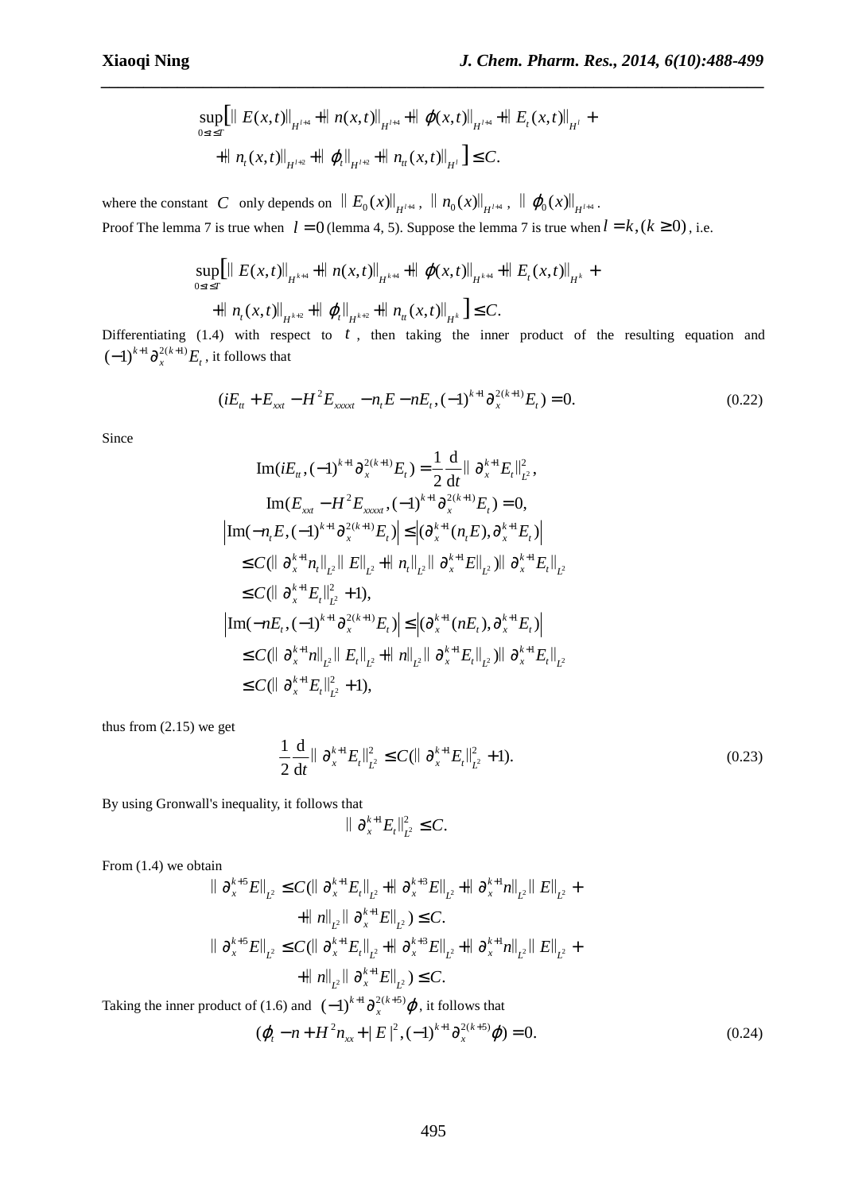$$\sup_{0\le t\le T}\Big[\| E(x,t)\|_{H^{l+4}} + \| n(x,t)\|_{H^{l+4}} + \| \varphi(x,t)\|_{H^{l+4}} + \| E_t(x,t)\|_{H^{l}} + $$
$$+ \| n_t(x,t)\|_{H^{l+2}} + \| \varphi_t\|_{H^{l+2}} + \| n_{tt}(x,t)\|_{H^{l}} \Big] \le C.$$

where the constant $C$ only depends on $\| E_0(x)\|_{H^{l+4}}$, $\| n_0(x)\|_{H^{l+4}}$, $\| \varphi_0(x)\|_{H^{l+4}}$.

Proof The lemma 7 is true when $l=0$ (lemma 4, 5). Suppose the lemma 7 is true when $l=k,(k\ge 0)$, i.e.

$$\sup_{0\le t\le T}\Big[\| E(x,t)\|_{H^{k+4}} + \| n(x,t)\|_{H^{k+4}} + \| \varphi(x,t)\|_{H^{k+4}} + \| E_t(x,t)\|_{H^{k}} + $$
$$+ \| n_t(x,t)\|_{H^{k+2}} + \| \varphi_t\|_{H^{k+2}} + \| n_{tt}(x,t)\|_{H^{k}} \Big] \le C.$$

Differentiating (1.4) with respect to $t$, then taking the inner product of the resulting equation and $(-1)^{k+1}\partial_x^{2(k+1)}E_t$, it follows that

$$(iE_{tt} + E_{xxt} - H^2E_{xxxxt} - n_tE - nE_t, (-1)^{k+1}\partial_x^{2(k+1)}E_t) = 0. \tag{0.22}$$

Since

$$\mathrm{Im}(iE_{tt}, (-1)^{k+1}\partial_x^{2(k+1)}E_t) = \frac{1}{2}\frac{\mathrm{d}}{\mathrm{d}t}\| \partial_x^{k+1}E_t\|_{L^2}^2,$$
$$\mathrm{Im}(E_{xxt} - H^2E_{xxxxt}, (-1)^{k+1}\partial_x^{2(k+1)}E_t) = 0,$$
$$\left|\mathrm{Im}(-n_tE, (-1)^{k+1}\partial_x^{2(k+1)}E_t)\right| \le \left|(\partial_x^{k+1}(n_tE), \partial_x^{k+1}E_t)\right|$$
$$\le C(\| \partial_x^{k+1}n_t\|_{L^2}\| E\|_{L^2} + \| n_t\|_{L^2}\| \partial_x^{k+1}E\|_{L^2})\| \partial_x^{k+1}E_t\|_{L^2}$$
$$\le C(\| \partial_x^{k+1}E_t\|_{L^2}^2 + 1),$$
$$\left|\mathrm{Im}(-nE_t, (-1)^{k+1}\partial_x^{2(k+1)}E_t)\right| \le \left|(\partial_x^{k+1}(nE_t), \partial_x^{k+1}E_t)\right|$$
$$\le C(\| \partial_x^{k+1}n\|_{L^2}\| E_t\|_{L^2} + \| n\|_{L^2}\| \partial_x^{k+1}E_t\|_{L^2})\| \partial_x^{k+1}E_t\|_{L^2}$$
$$\le C(\| \partial_x^{k+1}E_t\|_{L^2}^2 + 1),$$

thus from (2.15) we get

$$\frac{1}{2}\frac{\mathrm{d}}{\mathrm{d}t}\| \partial_x^{k+1}E_t\|_{L^2}^2 \le C(\| \partial_x^{k+1}E_t\|_{L^2}^2 + 1). \tag{0.23}$$

By using Gronwall's inequality, it follows that

$$\| \partial_x^{k+1}E_t\|_{L^2}^2 \le C.$$

From (1.4) we obtain

$$\| \partial_x^{k+5}E\|_{L^2} \le C(\| \partial_x^{k+1}E_t\|_{L^2} + \| \partial_x^{k+3}E\|_{L^2} + \| \partial_x^{k+1}n\|_{L^2}\| E\|_{L^2} +$$
$$+ \| n\|_{L^2}\| \partial_x^{k+1}E\|_{L^2}) \le C.$$
$$\| \partial_x^{k+5}E\|_{L^2} \le C(\| \partial_x^{k+1}E_t\|_{L^2} + \| \partial_x^{k+3}E\|_{L^2} + \| \partial_x^{k+1}n\|_{L^2}\| E\|_{L^2} +$$
$$+ \| n\|_{L^2}\| \partial_x^{k+1}E\|_{L^2}) \le C.$$

Taking the inner product of (1.6) and $(-1)^{k+1}\partial_x^{2(k+5)}\varphi$, it follows that

$$(\varphi_t - n + H^2n_{xx} + |E|^2, (-1)^{k+1}\partial_x^{2(k+5)}\varphi) = 0. \tag{0.24}$$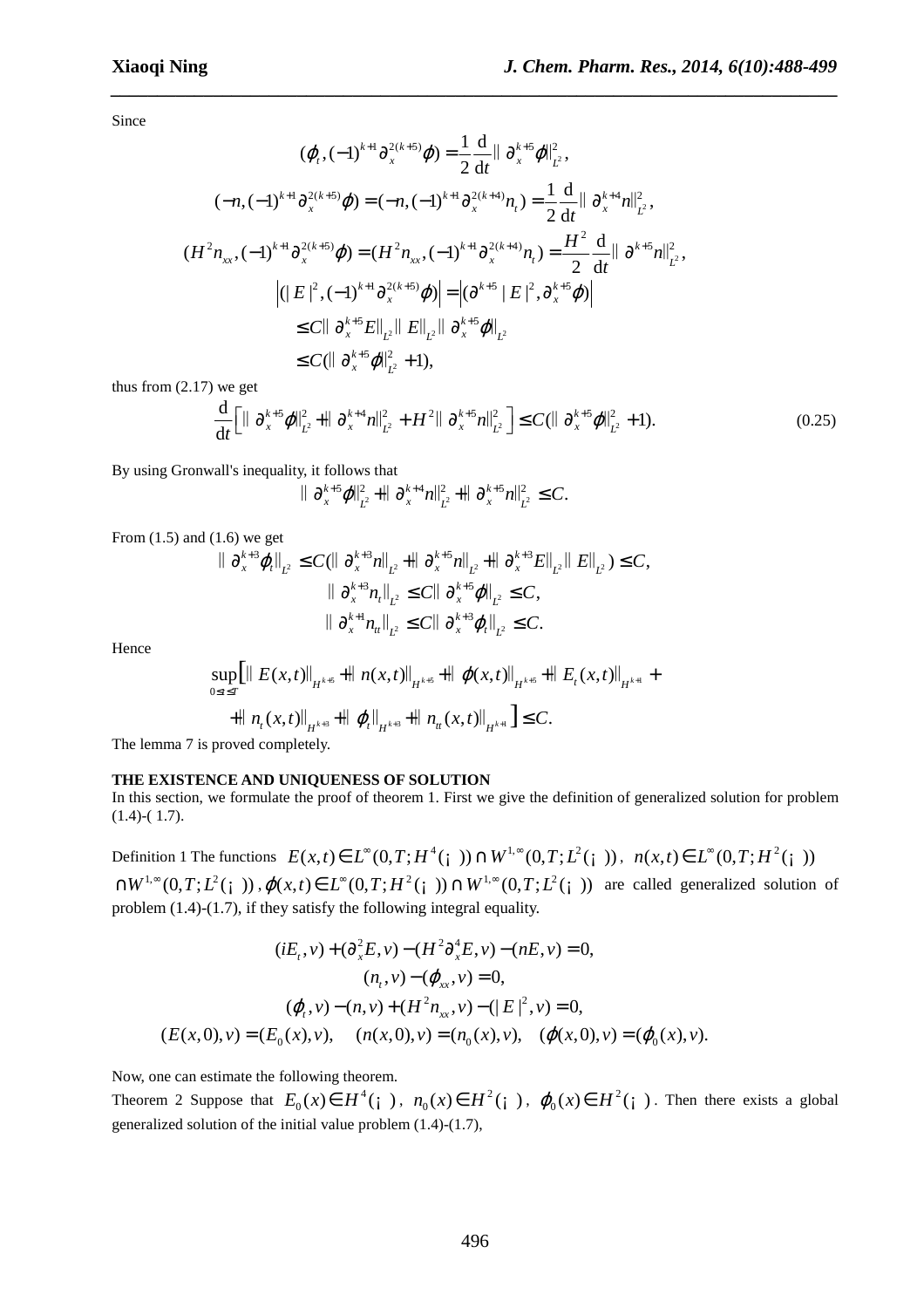Since

$$(\varphi_t, (-1)^{k+1}\partial_x^{2(k+5)}\varphi) = \frac{1}{2}\frac{\mathrm{d}}{\mathrm{d}t}\|\partial_x^{k+5}\varphi\|_{L^2}^2,$$

$$(-n, (-1)^{k+1}\partial_x^{2(k+5)}\varphi) = (-n, (-1)^{k+1}\partial_x^{2(k+4)}n_t) = \frac{1}{2}\frac{\mathrm{d}}{\mathrm{d}t}\|\partial_x^{k+4}n\|_{L^2}^2,$$

$$(H^2 n_{xx}, (-1)^{k+1}\partial_x^{2(k+5)}\varphi) = (H^2 n_{xx}, (-1)^{k+1}\partial_x^{2(k+4)}n_t) = \frac{H^2}{2}\frac{\mathrm{d}}{\mathrm{d}t}\|\partial^{k+5}n\|_{L^2}^2,$$

$$\begin{aligned}
\left|(|E|^2, (-1)^{k+1}\partial_x^{2(k+5)}\varphi)\right| &= \left|(\partial^{k+5}|E|^2, \partial_x^{k+5}\varphi)\right| \\
&\le C\|\partial_x^{k+5}E\|_{L^2}\|E\|_{L^2}\|\partial_x^{k+5}\varphi\|_{L^2} \\
&\le C(\|\partial_x^{k+5}\varphi\|_{L^2}^2 + 1),
\end{aligned}$$

thus from (2.17) we get

$$\frac{\mathrm{d}}{\mathrm{d}t}\left[\|\partial_x^{k+5}\varphi\|_{L^2}^2 + \|\partial_x^{k+4}n\|_{L^2}^2 + H^2\|\partial_x^{k+5}n\|_{L^2}^2\right] \le C(\|\partial_x^{k+5}\varphi\|_{L^2}^2 + 1). \tag{0.25}$$

By using Gronwall's inequality, it follows that

$$\|\partial_x^{k+5}\varphi\|_{L^2}^2 + \|\partial_x^{k+4}n\|_{L^2}^2 + \|\partial_x^{k+5}n\|_{L^2}^2 \le C.$$

From (1.5) and (1.6) we get

$$\|\partial_x^{k+3}\varphi_t\|_{L^2} \le C(\|\partial_x^{k+3}n\|_{L^2} + \|\partial_x^{k+5}n\|_{L^2} + \|\partial_x^{k+3}E\|_{L^2}\|E\|_{L^2}) \le C,$$

$$\|\partial_x^{k+3}n_t\|_{L^2} \le C\|\partial_x^{k+5}\varphi\|_{L^2} \le C,$$

$$\|\partial_x^{k+1}n_{tt}\|_{L^2} \le C\|\partial_x^{k+3}\varphi_t\|_{L^2} \le C.$$

Hence

$$\sup_{0\le t\le T}\Big[\|E(x,t)\|_{H^{k+5}} + \|n(x,t)\|_{H^{k+5}} + \|\varphi(x,t)\|_{H^{k+5}} + \|E_t(x,t)\|_{H^{k+1}} + \|n_t(x,t)\|_{H^{k+3}} + \|\varphi_t\|_{H^{k+3}} + \|n_{tt}(x,t)\|_{H^{k+1}}\Big] \le C.$$

The lemma 7 is proved completely.

## THE EXISTENCE AND UNIQUENESS OF SOLUTION

In this section, we formulate the proof of theorem 1. First we give the definition of generalized solution for problem (1.4)-( 1.7).

Definition 1 The functions $E(x,t) \in L^\infty(0,T;H^4(\mathbb{R})) \cap W^{1,\infty}(0,T;L^2(\mathbb{R}))$, $n(x,t) \in L^\infty(0,T;H^2(\mathbb{R})) \cap W^{1,\infty}(0,T;L^2(\mathbb{R}))$, $\varphi(x,t) \in L^\infty(0,T;H^2(\mathbb{R})) \cap W^{1,\infty}(0,T;L^2(\mathbb{R}))$ are called generalized solution of problem (1.4)-(1.7), if they satisfy the following integral equality.

$$\begin{gathered}
(iE_t, v) + (\partial_x^2 E, v) - (H^2\partial_x^4 E, v) - (nE, v) = 0, \\
(n_t, v) - (\varphi_{xx}, v) = 0, \\
(\varphi_t, v) - (n, v) + (H^2 n_{xx}, v) - (|E|^2, v) = 0, \\
(E(x,0), v) = (E_0(x), v), \quad (n(x,0), v) = (n_0(x), v), \quad (\varphi(x,0), v) = (\varphi_0(x), v).
\end{gathered}$$

Now, one can estimate the following theorem.

Theorem 2 Suppose that $E_0(x) \in H^4(\mathbb{R})$, $n_0(x) \in H^2(\mathbb{R})$, $\varphi_0(x) \in H^2(\mathbb{R})$. Then there exists a global generalized solution of the initial value problem (1.4)-(1.7),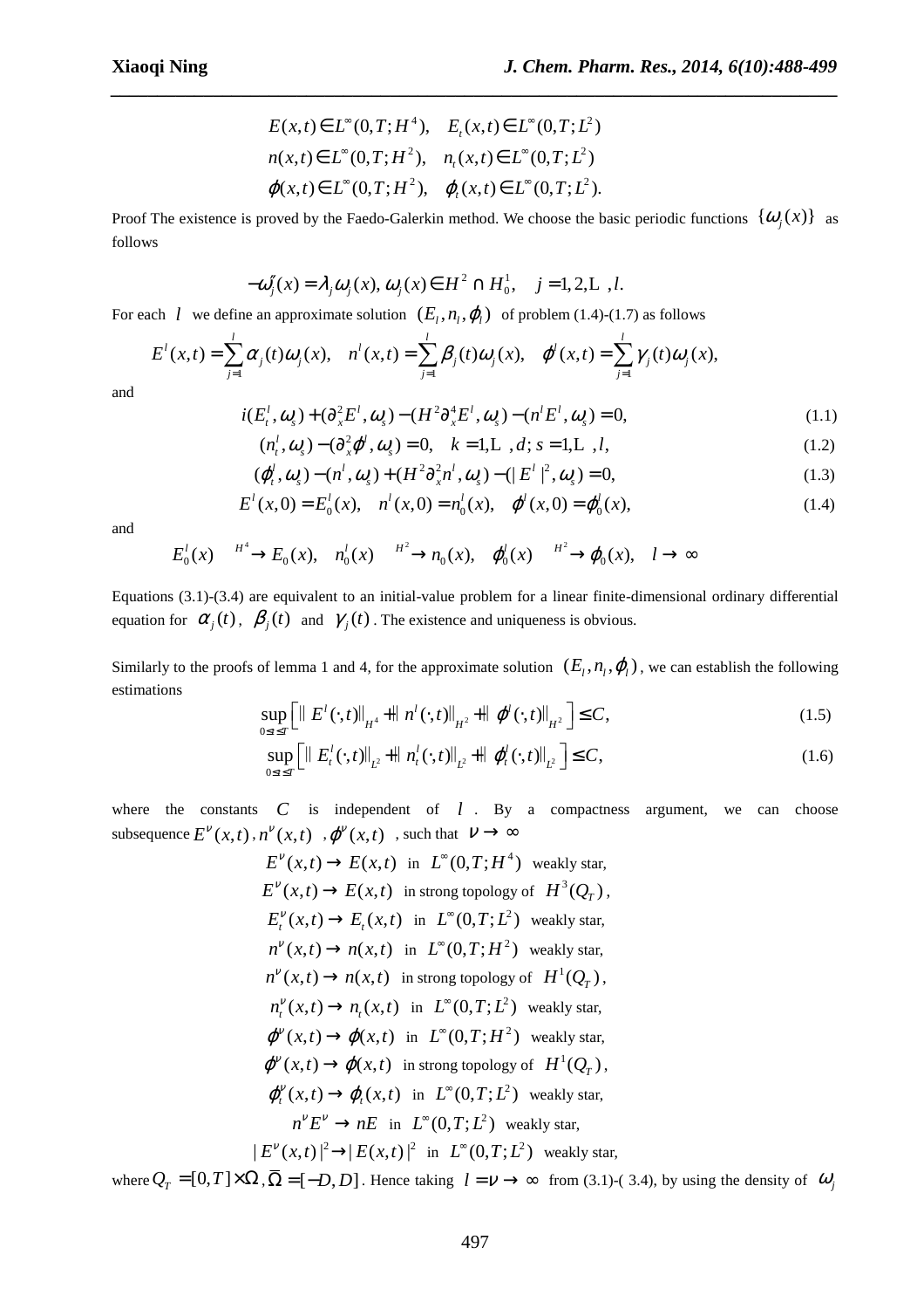$$E(x,t) \in L^\infty(0,T;H^4), \quad E_t(x,t) \in L^\infty(0,T;L^2)$$
$$n(x,t) \in L^\infty(0,T;H^2), \quad n_t(x,t) \in L^\infty(0,T;L^2)$$
$$\varphi(x,t) \in L^\infty(0,T;H^2), \quad \varphi_t(x,t) \in L^\infty(0,T;L^2).$$

Proof The existence is proved by the Faedo-Galerkin method. We choose the basic periodic functions $\{\omega_j(x)\}$ as follows

$$-\omega_j''(x) = \lambda_j \omega_j(x), \; \omega_j(x) \in H^2 \cap H_0^1, \quad j = 1, 2, \ldots, l.$$

For each $l$ we define an approximate solution $(E_l, n_l, \varphi_l)$ of problem (1.4)-(1.7) as follows

$$E^l(x,t) = \sum_{j=1}^{l} \alpha_j(t)\omega_j(x), \quad n^l(x,t) = \sum_{j=1}^{l} \beta_j(t)\omega_j(x), \quad \varphi^l(x,t) = \sum_{j=1}^{l} \gamma_j(t)\omega_j(x),$$

and

$$i(E_t^l, \omega_s) + (\partial_x^2 E^l, \omega_s) - (H^2 \partial_x^4 E^l, \omega_s) - (n^l E^l, \omega_s) = 0, \tag{1.1}$$

$$(n_t^l, \omega_s) - (\partial_x^2 \varphi^l, \omega_s) = 0, \quad k = 1, \ldots, d; \; s = 1, \ldots, l, \tag{1.2}$$

$$(\varphi_t^l, \omega_s) - (n^l, \omega_s) + (H^2 \partial_x^2 n^l, \omega_s) - (|E^l|^2, \omega_s) = 0, \tag{1.3}$$

$$E^l(x,0) = E_0^l(x), \quad n^l(x,0) = n_0^l(x), \quad \varphi^l(x,0) = \varphi_0^l(x), \tag{1.4}$$

and

$$E_0^l(x) \xrightarrow{H^4} E_0(x), \quad n_0^l(x) \xrightarrow{H^2} n_0(x), \quad \varphi_0^l(x) \xrightarrow{H^2} \varphi_0(x), \quad l \to \infty$$

Equations (3.1)-(3.4) are equivalent to an initial-value problem for a linear finite-dimensional ordinary differential equation for $\alpha_j(t)$, $\beta_j(t)$ and $\gamma_j(t)$. The existence and uniqueness is obvious.

Similarly to the proofs of lemma 1 and 4, for the approximate solution $(E_l, n_l, \varphi_l)$, we can establish the following estimations

$$\sup_{0 \le t \le T} \left[ \| E^l(\cdot,t) \|_{H^4} + \| n^l(\cdot,t) \|_{H^2} + \| \varphi^l(\cdot,t) \|_{H^2} \right] \le C, \tag{1.5}$$

$$\sup_{0 \le t \le T} \left[ \| E_t^l(\cdot,t) \|_{L^2} + \| n_t^l(\cdot,t) \|_{L^2} + \| \varphi_t^l(\cdot,t) \|_{L^2} \right] \le C, \tag{1.6}$$

where the constants $C$ is independent of $l$. By a compactness argument, we can choose subsequence $E^\nu(x,t)$, $n^\nu(x,t)$, $\varphi^\nu(x,t)$, such that $\nu \to \infty$

$E^\nu(x,t) \to E(x,t)$ in $L^\infty(0,T;H^4)$ weakly star,

$E^\nu(x,t) \to E(x,t)$ in strong topology of $H^3(Q_T)$,

$E_t^\nu(x,t) \to E_t(x,t)$ in $L^\infty(0,T;L^2)$ weakly star,

$n^\nu(x,t) \to n(x,t)$ in $L^\infty(0,T;H^2)$ weakly star,

$n^\nu(x,t) \to n(x,t)$ in strong topology of $H^1(Q_T)$,

$n_t^\nu(x,t) \to n_t(x,t)$ in $L^\infty(0,T;L^2)$ weakly star,

$\varphi^\nu(x,t) \to \varphi(x,t)$ in $L^\infty(0,T;H^2)$ weakly star,

$\varphi^\nu(x,t) \to \varphi(x,t)$ in strong topology of $H^1(Q_T)$,

$\varphi_t^\nu(x,t) \to \varphi_t(x,t)$ in $L^\infty(0,T;L^2)$ weakly star,

$n^\nu E^\nu \to nE$ in $L^\infty(0,T;L^2)$ weakly star,

$|E^\nu(x,t)|^2 \to |E(x,t)|^2$ in $L^\infty(0,T;L^2)$ weakly star,

where $Q_T = [0,T] \times \Omega$, $\bar{\Omega} = [-D, D]$. Hence taking $l = \nu \to \infty$ from (3.1)-( 3.4), by using the density of $\omega_j$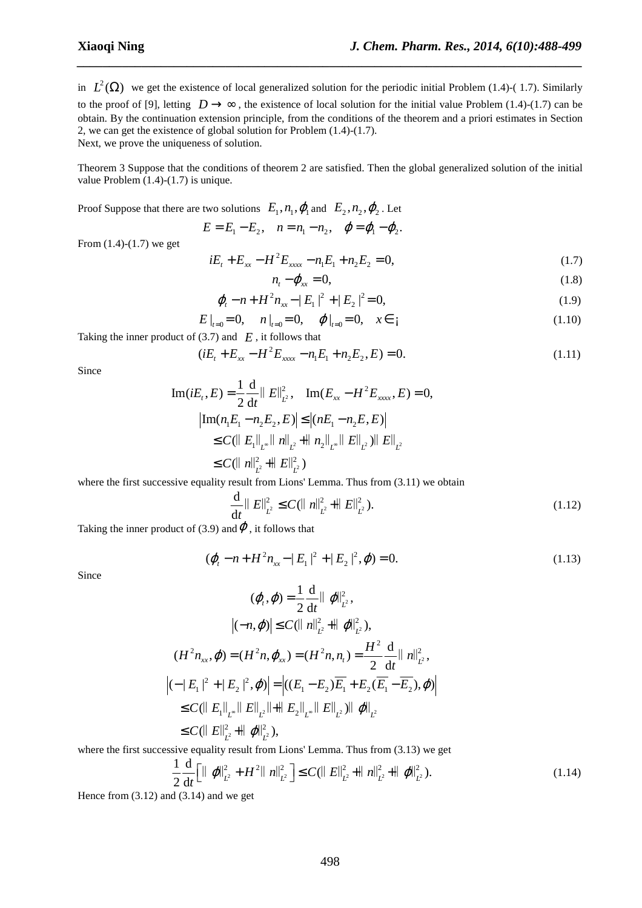in $L^2(\Omega)$ we get the existence of local generalized solution for the periodic initial Problem (1.4)-( 1.7). Similarly to the proof of [9], letting $D \to \infty$, the existence of local solution for the initial value Problem (1.4)-(1.7) can be obtain. By the continuation extension principle, from the conditions of the theorem and a priori estimates in Section 2, we can get the existence of global solution for Problem (1.4)-(1.7).
Next, we prove the uniqueness of solution.

Theorem 3 Suppose that the conditions of theorem 2 are satisfied. Then the global generalized solution of the initial value Problem (1.4)-(1.7) is unique.

Proof Suppose that there are two solutions $E_1, n_1, \varphi_1$ and $E_2, n_2, \varphi_2$. Let

$$E = E_1 - E_2, \quad n = n_1 - n_2, \quad \varphi = \varphi_1 - \varphi_2.$$

From (1.4)-(1.7) we get

$$iE_t + E_{xx} - H^2 E_{xxxx} - n_1 E_1 + n_2 E_2 = 0, \tag{1.7}$$

$$n_t - \varphi_{xx} = 0, \tag{1.8}$$

$$\varphi_t - n + H^2 n_{xx} - |E_1|^2 + |E_2|^2 = 0, \tag{1.9}$$

$$E|_{t=0} = 0, \quad n|_{t=0} = 0, \quad \varphi|_{t=0} = 0, \quad x \in \mathbb{R} \tag{1.10}$$

Taking the inner product of (3.7) and $E$, it follows that

$$(iE_t + E_{xx} - H^2 E_{xxxx} - n_1 E_1 + n_2 E_2, E) = 0. \tag{1.11}$$

Since

$$\begin{aligned}
&\mathrm{Im}(iE_t, E) = \frac{1}{2}\frac{\mathrm{d}}{\mathrm{d}t}\|E\|_{L^2}^2, \quad \mathrm{Im}(E_{xx} - H^2 E_{xxxx}, E) = 0,\\
&\left|\mathrm{Im}(n_1 E_1 - n_2 E_2, E)\right| \le \left|(nE_1 - n_2 E, E)\right|\\
&\le C(\|E_1\|_{L^\infty}\|n\|_{L^2} + \|n_2\|_{L^\infty}\|E\|_{L^2})\|E\|_{L^2}\\
&\le C(\|n\|_{L^2}^2 + \|E\|_{L^2}^2)
\end{aligned}$$

where the first successive equality result from Lions' Lemma. Thus from (3.11) we obtain

$$\frac{\mathrm{d}}{\mathrm{d}t}\|E\|_{L^2}^2 \le C(\|n\|_{L^2}^2 + \|E\|_{L^2}^2). \tag{1.12}$$

Taking the inner product of (3.9) and $\varphi$, it follows that

$$(\varphi_t - n + H^2 n_{xx} - |E_1|^2 + |E_2|^2, \varphi) = 0. \tag{1.13}$$

Since

$$\begin{aligned}
&(\varphi_t, \varphi) = \frac{1}{2}\frac{\mathrm{d}}{\mathrm{d}t}\|\varphi\|_{L^2}^2,\\
&\left|(-n, \varphi)\right| \le C(\|n\|_{L^2}^2 + \|\varphi\|_{L^2}^2),\\
&(H^2 n_{xx}, \varphi) = (H^2 n, \varphi_{xx}) = (H^2 n, n_t) = \frac{H^2}{2}\frac{\mathrm{d}}{\mathrm{d}t}\|n\|_{L^2}^2,\\
&\left|(-|E_1|^2 + |E_2|^2, \varphi)\right| = \left|((E_1 - E_2)\overline{E_1} + E_2(\overline{E_1} - \overline{E_2}), \varphi)\right|\\
&\le C(\|E_1\|_{L^\infty}\|E\|_{L^2} + \|E_2\|_{L^\infty}\|E\|_{L^2})\|\varphi\|_{L^2}\\
&\le C(\|E\|_{L^2}^2 + \|\varphi\|_{L^2}^2),
\end{aligned}$$

where the first successive equality result from Lions' Lemma. Thus from (3.13) we get

$$\frac{1}{2}\frac{\mathrm{d}}{\mathrm{d}t}\left[\|\varphi\|_{L^2}^2 + H^2\|n\|_{L^2}^2\right] \le C(\|E\|_{L^2}^2 + \|n\|_{L^2}^2 + \|\varphi\|_{L^2}^2). \tag{1.14}$$

Hence from (3.12) and (3.14) and we get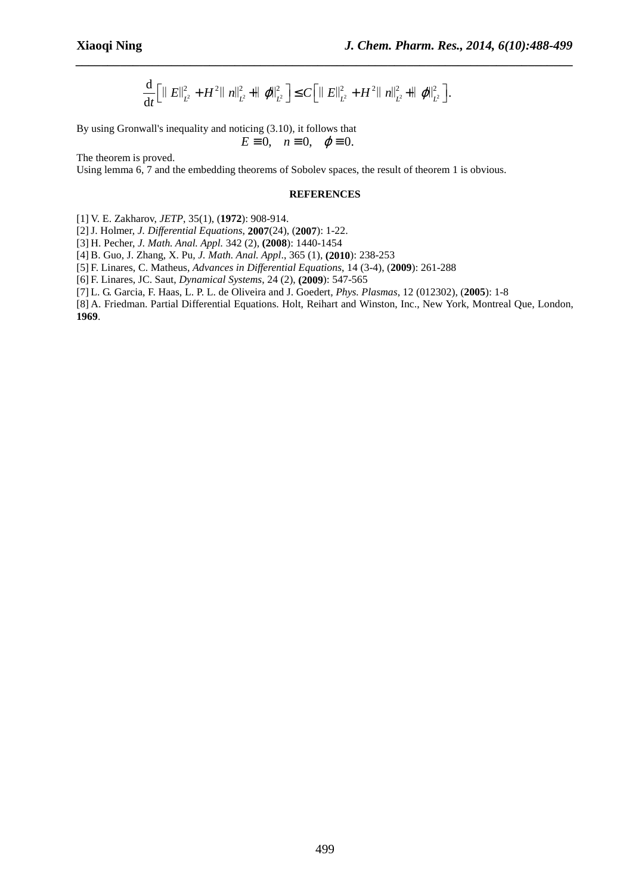$$\frac{\mathrm{d}}{\mathrm{d}t}\Big[\|E\|_{L^2}^2+H^2\|n\|_{L^2}^2+\|\varphi\|_{L^2}^2\Big]\le C\Big[\|E\|_{L^2}^2+H^2\|n\|_{L^2}^2+\|\varphi\|_{L^2}^2\Big].$$

By using Gronwall's inequality and noticing (3.10), it follows that

$$E\equiv 0,\quad n\equiv 0,\quad \varphi\equiv 0.$$

The theorem is proved.

Using lemma 6, 7 and the embedding theorems of Sobolev spaces, the result of theorem 1 is obvious.

## REFERENCES

[1] V. E. Zakharov, *JETP*, 35(1), (**1972**): 908-914.

[2] J. Holmer, *J. Differential Equations*, **2007**(24), (**2007**): 1-22.

[3] H. Pecher, *J. Math. Anal. Appl.* 342 (2), **(2008**): 1440-1454

[4] B. Guo, J. Zhang, X. Pu, *J. Math. Anal. Appl*., 365 (1), **(2010**): 238-253

[5] F. Linares, C. Matheus, *Advances in Differential Equations*, 14 (3-4), (**2009**): 261-288

[6] F. Linares, JC. Saut, *Dynamical Systems*, 24 (2), **(2009**): 547-565

[7] L. G. Garcia, F. Haas, L. P. L. de Oliveira and J. Goedert, *Phys. Plasmas*, 12 (012302), (**2005**): 1-8

[8] A. Friedman. Partial Differential Equations. Holt, Reihart and Winston, Inc., New York, Montreal Que, London, **1969**.